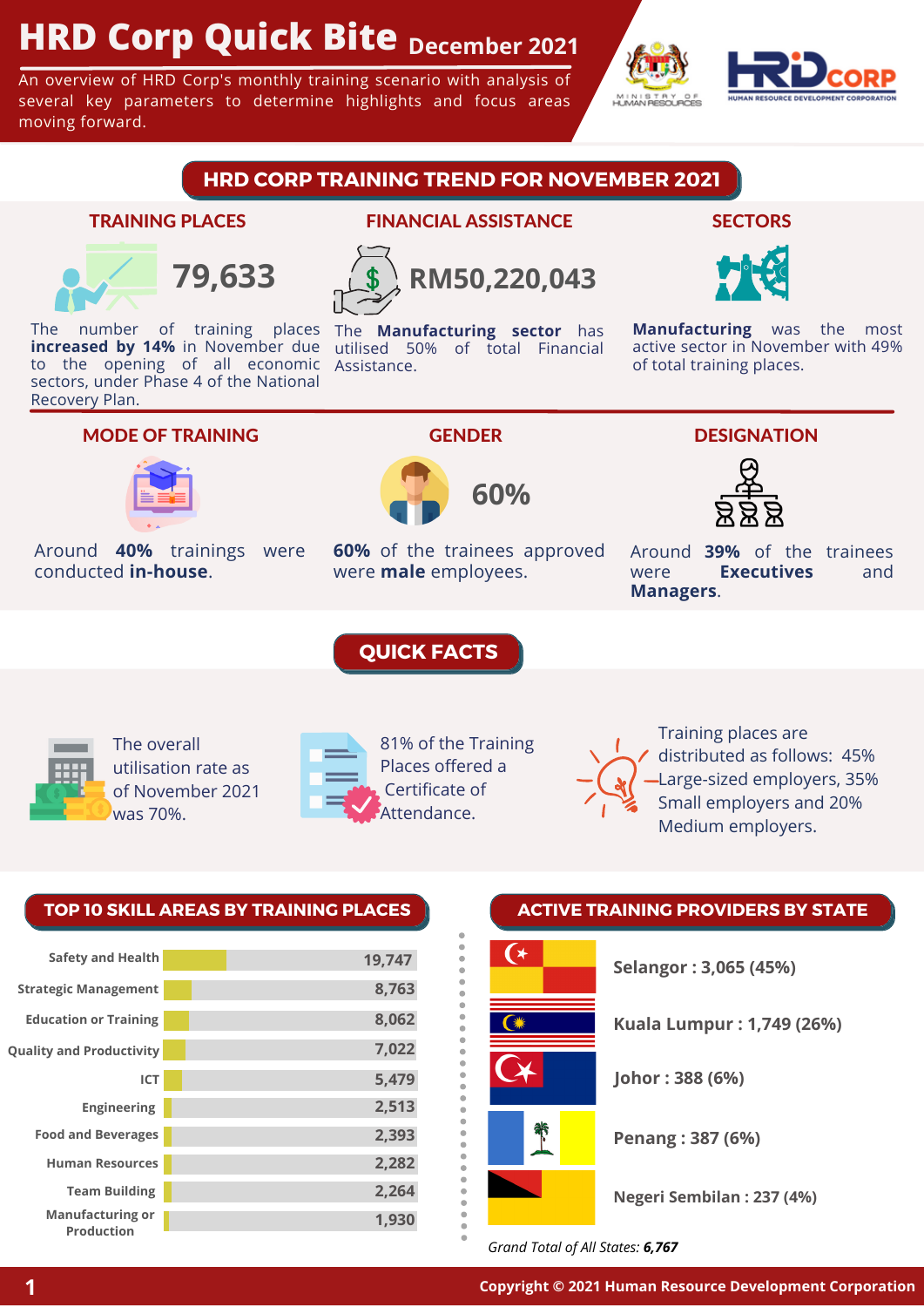# HRD Corp Quick Bite December 2021

An overview of HRD Corp's monthly training scenario with analysis of several key parameters to determine highlights and focus areas moving forward.

## HRD CORP TRAINING TREND FOR NOVEMBER 2021

### TRAINING PLACES

**79,633**

The number of training places **increased by 14%** in November due to the opening of all economic sectors, under Phase 4 of the National Recovery Plan.

### FINANCIAL ASSISTANCE

**RM50,220,043**

The **Manufacturing sector** has utilised 50% of total Financial Assistance.

### SECTORS

**Manufacturing** was the most active sector in November with 49% of total training places.

### MODE OF TRAINING

Around **40%** trainings were conducted **in-house**.

### GENDER

**60%**

**60%** of the trainees approved were **male** employees.

### DESIGNATION

Around **39%** of the trainees were **Executives** and **Managers**.

## QUICK FACTS

The overall utilisation rate as of November 2021 was 70%.

81% of the Training Places offered a Certificate of Attendance.

Training places are distributed as follows: 45% Large-sized employers, 35% Small employers and 20% Medium employers.

## TOP 10 SKILL AREAS BY TRAINING PLACES

| Skill Area | Training Places |
|---|---|
| Safety and Health | 19,747 |
| Strategic Management | 8,763 |
| Education or Training | 8,062 |
| Quality and Productivity | 7,022 |
| ICT | 5,479 |
| Engineering | 2,513 |
| Food and Beverages | 2,393 |
| Human Resources | 2,282 |
| Team Building | 2,264 |
| Manufacturing or Production | 1,930 |

## ACTIVE TRAINING PROVIDERS BY STATE

- **Selangor : 3,065 (45%)**
- **Kuala Lumpur : 1,749 (26%)**
- **Johor : 388 (6%)**
- **Penang : 387 (6%)**
- **Negeri Sembilan : 237 (4%)**

*Grand Total of All States: **6,767***

Copyright © 2021 Human Resource Development Corporation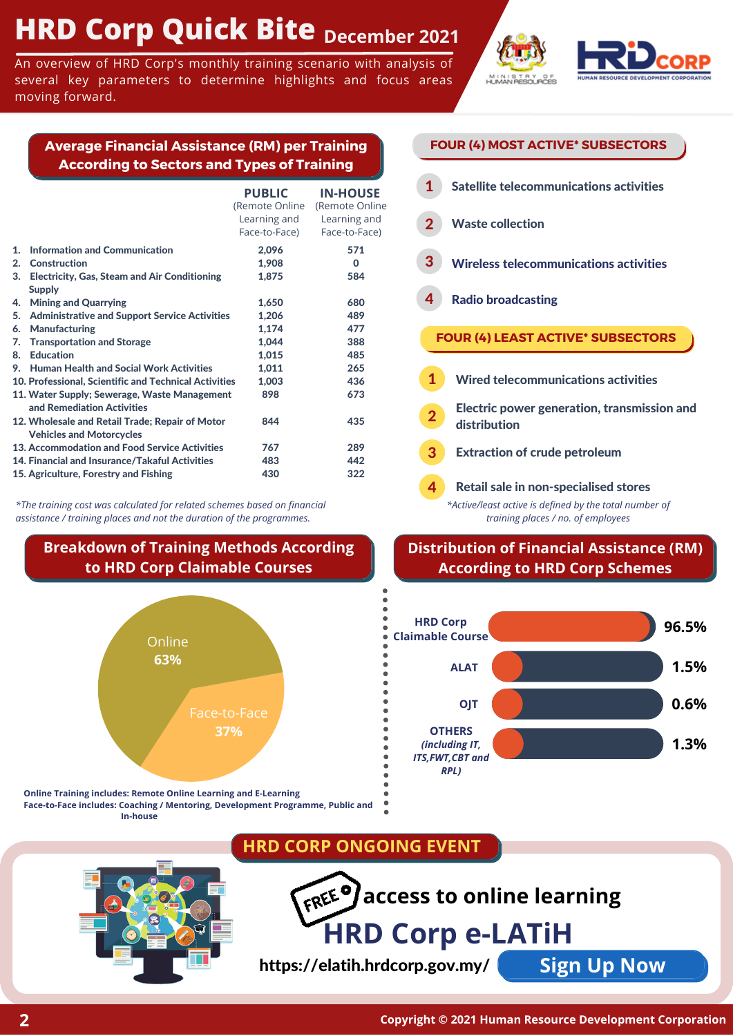# HRD Corp Quick Bite December 2021

An overview of HRD Corp's monthly training scenario with analysis of several key parameters to determine highlights and focus areas moving forward.

## Average Financial Assistance (RM) per Training According to Sectors and Types of Training

| | PUBLIC (Remote Online Learning and Face-to-Face) | IN-HOUSE (Remote Online Learning and Face-to-Face) |
|---|---|---|
| 1. Information and Communication | 2,096 | 571 |
| 2. Construction | 1,908 | 0 |
| 3. Electricity, Gas, Steam and Air Conditioning Supply | 1,875 | 584 |
| 4. Mining and Quarrying | 1,650 | 680 |
| 5. Administrative and Support Service Activities | 1,206 | 489 |
| 6. Manufacturing | 1,174 | 477 |
| 7. Transportation and Storage | 1,044 | 388 |
| 8. Education | 1,015 | 485 |
| 9. Human Health and Social Work Activities | 1,011 | 265 |
| 10. Professional, Scientific and Technical Activities | 1,003 | 436 |
| 11. Water Supply; Sewerage, Waste Management and Remediation Activities | 898 | 673 |
| 12. Wholesale and Retail Trade; Repair of Motor Vehicles and Motorcycles | 844 | 435 |
| 13. Accommodation and Food Service Activities | 767 | 289 |
| 14. Financial and Insurance/Takaful Activities | 483 | 442 |
| 15. Agriculture, Forestry and Fishing | 430 | 322 |

*\*The training cost was calculated for related schemes based on financial assistance / training places and not the duration of the programmes.*

## FOUR (4) MOST ACTIVE* SUBSECTORS

1. Satellite telecommunications activities
2. Waste collection
3. Wireless telecommunications activities
4. Radio broadcasting

## FOUR (4) LEAST ACTIVE* SUBSECTORS

1. Wired telecommunications activities
2. Electric power generation, transmission and distribution
3. Extraction of crude petroleum
4. Retail sale in non-specialised stores

*\*Active/least active is defined by the total number of training places / no. of employees*

## Breakdown of Training Methods According to HRD Corp Claimable Courses

Online 63%

Face-to-Face 37%

**Online Training includes: Remote Online Learning and E-Learning**

**Face-to-Face includes: Coaching / Mentoring, Development Programme, Public and In-house**

## Distribution of Financial Assistance (RM) According to HRD Corp Schemes

HRD Corp Claimable Course 96.5%

ALAT 1.5%

OJT 0.6%

OTHERS *(including IT, ITS, FWT, CBT and RPL)* 1.3%

## HRD CORP ONGOING EVENT

FREE access to online learning

**HRD Corp e-LATiH**

https://elatih.hrdcorp.gov.my/

Sign Up Now

Copyright © 2021 Human Resource Development Corporation